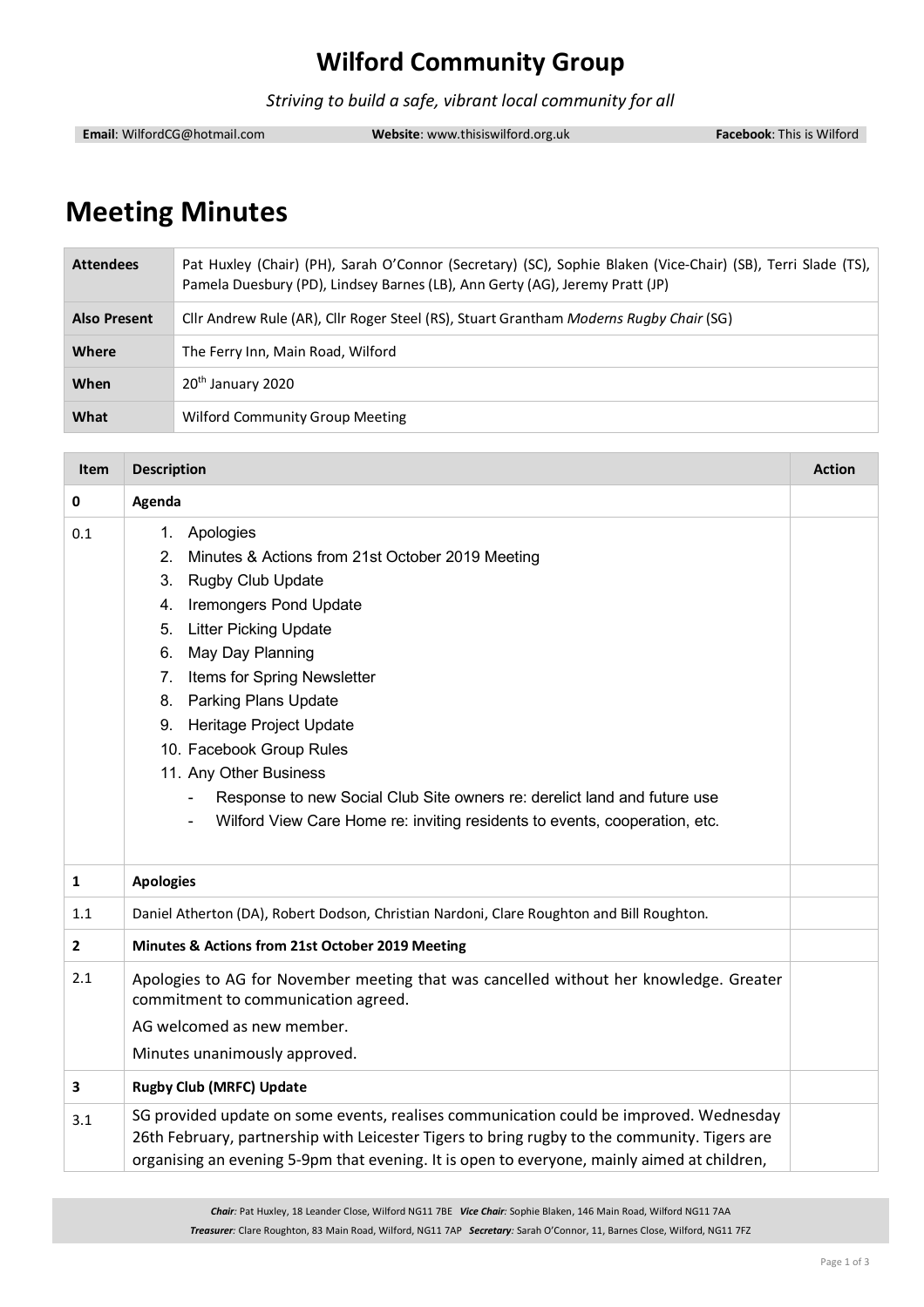# Wilford Community Group

*Striving to build a safe, vibrant local community for all*

**Email**: WilfordCG@hotmail.com **Website**: www.thisiswilford.org.uk **Facebook**: This is Wilford

# Meeting Minutes

| | |
|---|---|
| **Attendees** | Pat Huxley (Chair) (PH), Sarah O'Connor (Secretary) (SC), Sophie Blaken (Vice-Chair) (SB), Terri Slade (TS), Pamela Duesbury (PD), Lindsey Barnes (LB), Ann Gerty (AG), Jeremy Pratt (JP) |
| **Also Present** | Cllr Andrew Rule (AR), Cllr Roger Steel (RS), Stuart Grantham *Moderns Rugby Chair* (SG) |
| **Where** | The Ferry Inn, Main Road, Wilford |
| **When** | 20th January 2020 |
| **What** | Wilford Community Group Meeting |

| Item | Description | Action |
|---|---|---|
| **0** | **Agenda** | |
| 0.1 | 1. Apologies<br>2. Minutes & Actions from 21st October 2019 Meeting<br>3. Rugby Club Update<br>4. Iremongers Pond Update<br>5. Litter Picking Update<br>6. May Day Planning<br>7. Items for Spring Newsletter<br>8. Parking Plans Update<br>9. Heritage Project Update<br>10. Facebook Group Rules<br>11. Any Other Business<br>- Response to new Social Club Site owners re: derelict land and future use<br>- Wilford View Care Home re: inviting residents to events, cooperation, etc. | |
| **1** | **Apologies** | |
| 1.1 | Daniel Atherton (DA), Robert Dodson, Christian Nardoni, Clare Roughton and Bill Roughton. | |
| **2** | **Minutes & Actions from 21st October 2019 Meeting** | |
| 2.1 | Apologies to AG for November meeting that was cancelled without her knowledge. Greater commitment to communication agreed.<br>AG welcomed as new member.<br>Minutes unanimously approved. | |
| **3** | **Rugby Club (MRFC) Update** | |
| 3.1 | SG provided update on some events, realises communication could be improved. Wednesday 26th February, partnership with Leicester Tigers to bring rugby to the community. Tigers are organising an evening 5-9pm that evening. It is open to everyone, mainly aimed at children, | |

***Chair***: Pat Huxley, 18 Leander Close, Wilford NG11 7BE ***Vice Chair***: Sophie Blaken, 146 Main Road, Wilford NG11 7AA
***Treasurer***: Clare Roughton, 83 Main Road, Wilford, NG11 7AP ***Secretary***: Sarah O'Connor, 11, Barnes Close, Wilford, NG11 7FZ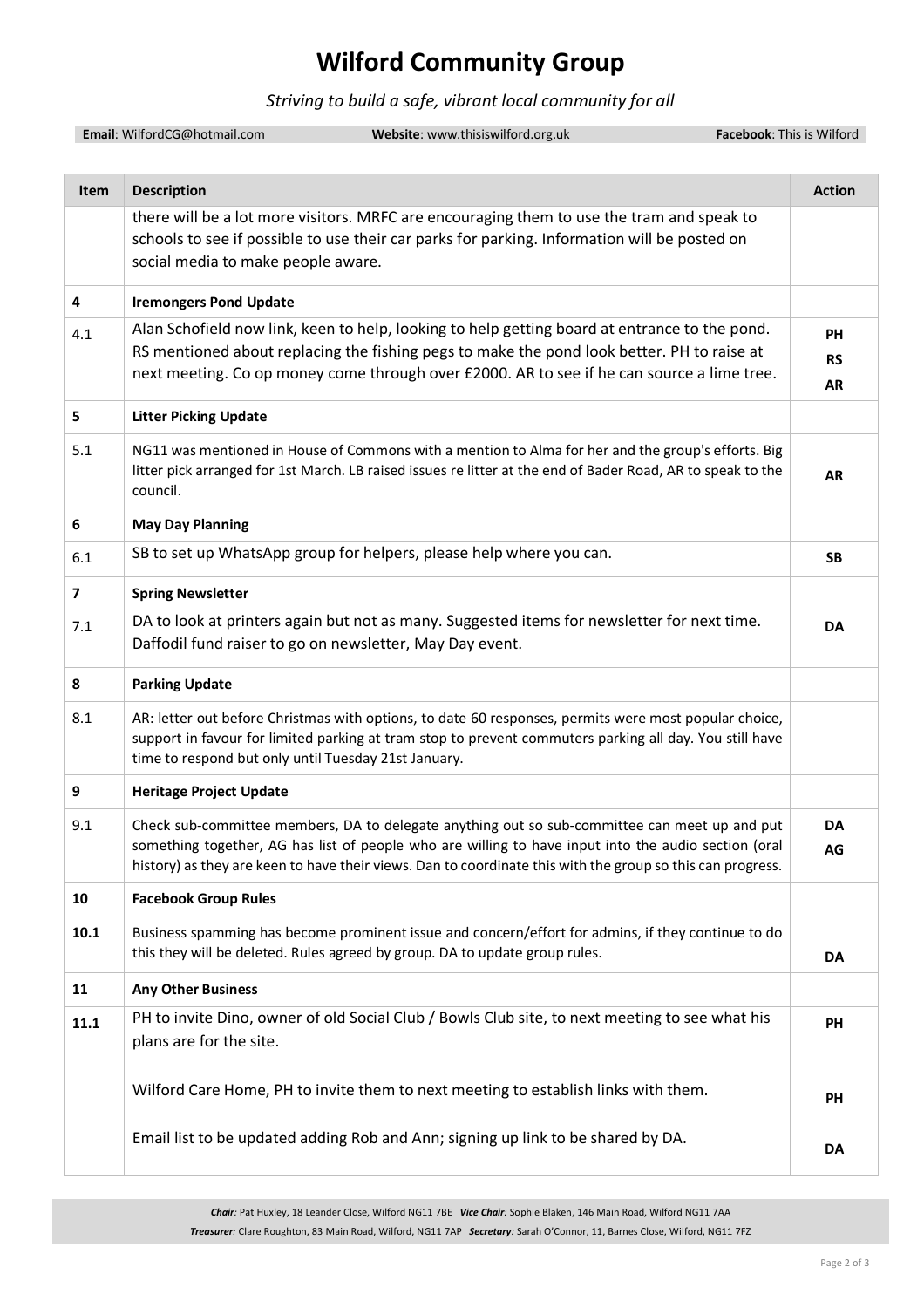# Wilford Community Group

*Striving to build a safe, vibrant local community for all*

**Email**: WilfordCG@hotmail.com **Website**: www.thisiswilford.org.uk **Facebook**: This is Wilford

| Item | Description | Action |
|---|---|---|
| | there will be a lot more visitors. MRFC are encouraging them to use the tram and speak to schools to see if possible to use their car parks for parking. Information will be posted on social media to make people aware. | |
| **4** | **Iremongers Pond Update** | |
| 4.1 | Alan Schofield now link, keen to help, looking to help getting board at entrance to the pond. RS mentioned about replacing the fishing pegs to make the pond look better. PH to raise at next meeting. Co op money come through over £2000. AR to see if he can source a lime tree. | **PH** **RS** **AR** |
| **5** | **Litter Picking Update** | |
| 5.1 | NG11 was mentioned in House of Commons with a mention to Alma for her and the group's efforts. Big litter pick arranged for 1st March. LB raised issues re litter at the end of Bader Road, AR to speak to the council. | **AR** |
| **6** | **May Day Planning** | |
| 6.1 | SB to set up WhatsApp group for helpers, please help where you can. | **SB** |
| **7** | **Spring Newsletter** | |
| 7.1 | DA to look at printers again but not as many. Suggested items for newsletter for next time. Daffodil fund raiser to go on newsletter, May Day event. | **DA** |
| **8** | **Parking Update** | |
| 8.1 | AR: letter out before Christmas with options, to date 60 responses, permits were most popular choice, support in favour for limited parking at tram stop to prevent commuters parking all day. You still have time to respond but only until Tuesday 21st January. | |
| **9** | **Heritage Project Update** | |
| 9.1 | Check sub-committee members, DA to delegate anything out so sub-committee can meet up and put something together, AG has list of people who are willing to have input into the audio section (oral history) as they are keen to have their views. Dan to coordinate this with the group so this can progress. | **DA** **AG** |
| **10** | **Facebook Group Rules** | |
| **10.1** | Business spamming has become prominent issue and concern/effort for admins, if they continue to do this they will be deleted. Rules agreed by group. DA to update group rules. | **DA** |
| **11** | **Any Other Business** | |
| **11.1** | PH to invite Dino, owner of old Social Club / Bowls Club site, to next meeting to see what his plans are for the site.<br><br>Wilford Care Home, PH to invite them to next meeting to establish links with them.<br><br>Email list to be updated adding Rob and Ann; signing up link to be shared by DA. | **PH**<br><br>**PH**<br><br>**DA** |

***Chair**: Pat Huxley, 18 Leander Close, Wilford NG11 7BE* ***Vice Chair**: Sophie Blaken, 146 Main Road, Wilford NG11 7AA*
***Treasurer**: Clare Roughton, 83 Main Road, Wilford, NG11 7AP* ***Secretary**: Sarah O'Connor, 11, Barnes Close, Wilford, NG11 7FZ*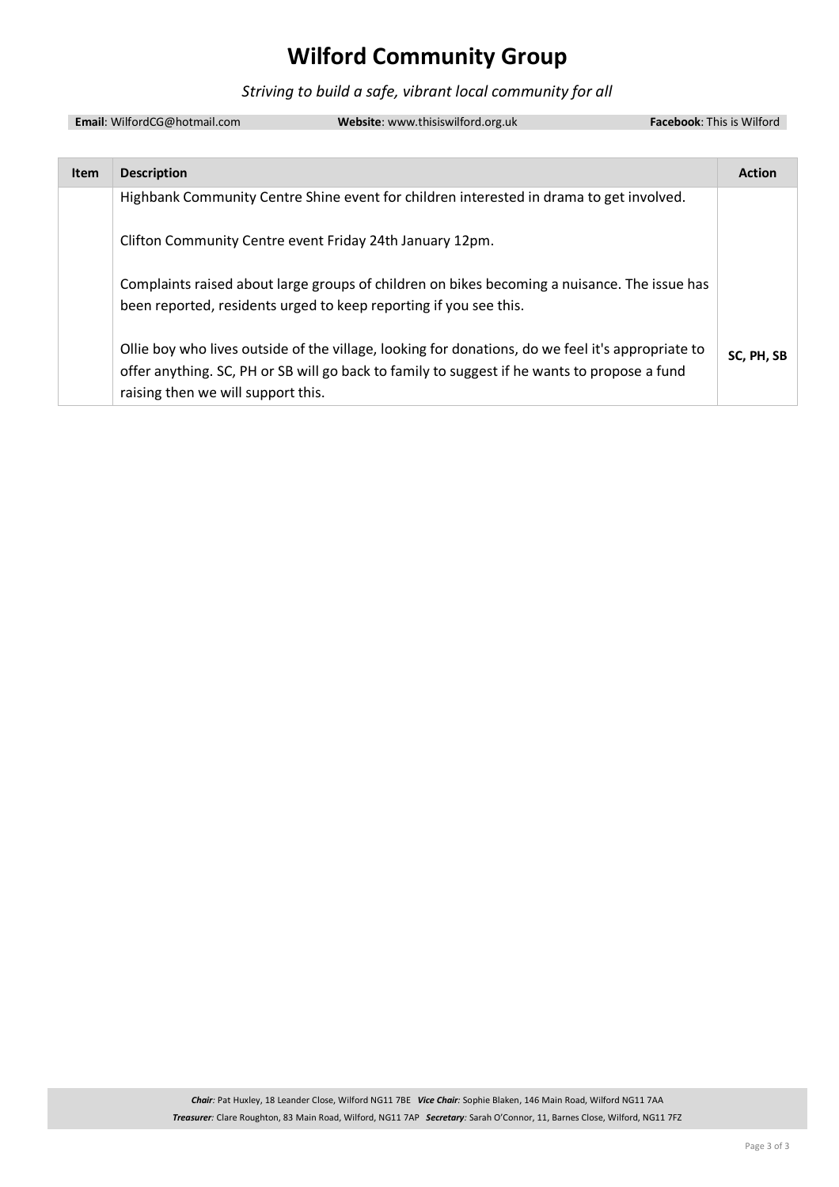# Wilford Community Group

*Striving to build a safe, vibrant local community for all*

**Email**: WilfordCG@hotmail.com **Website**: www.thisiswilford.org.uk **Facebook**: This is Wilford

| Item | Description | Action |
|---|---|---|
| | Highbank Community Centre Shine event for children interested in drama to get involved.<br><br>Clifton Community Centre event Friday 24th January 12pm.<br><br>Complaints raised about large groups of children on bikes becoming a nuisance. The issue has been reported, residents urged to keep reporting if you see this.<br><br>Ollie boy who lives outside of the village, looking for donations, do we feel it's appropriate to offer anything. SC, PH or SB will go back to family to suggest if he wants to propose a fund raising then we will support this. | **SC, PH, SB** |

***Chair**: Pat Huxley, 18 Leander Close, Wilford NG11 7BE* ***Vice Chair**: Sophie Blaken, 146 Main Road, Wilford NG11 7AA*
***Treasurer**: Clare Roughton, 83 Main Road, Wilford, NG11 7AP* ***Secretary**: Sarah O'Connor, 11, Barnes Close, Wilford, NG11 7FZ*